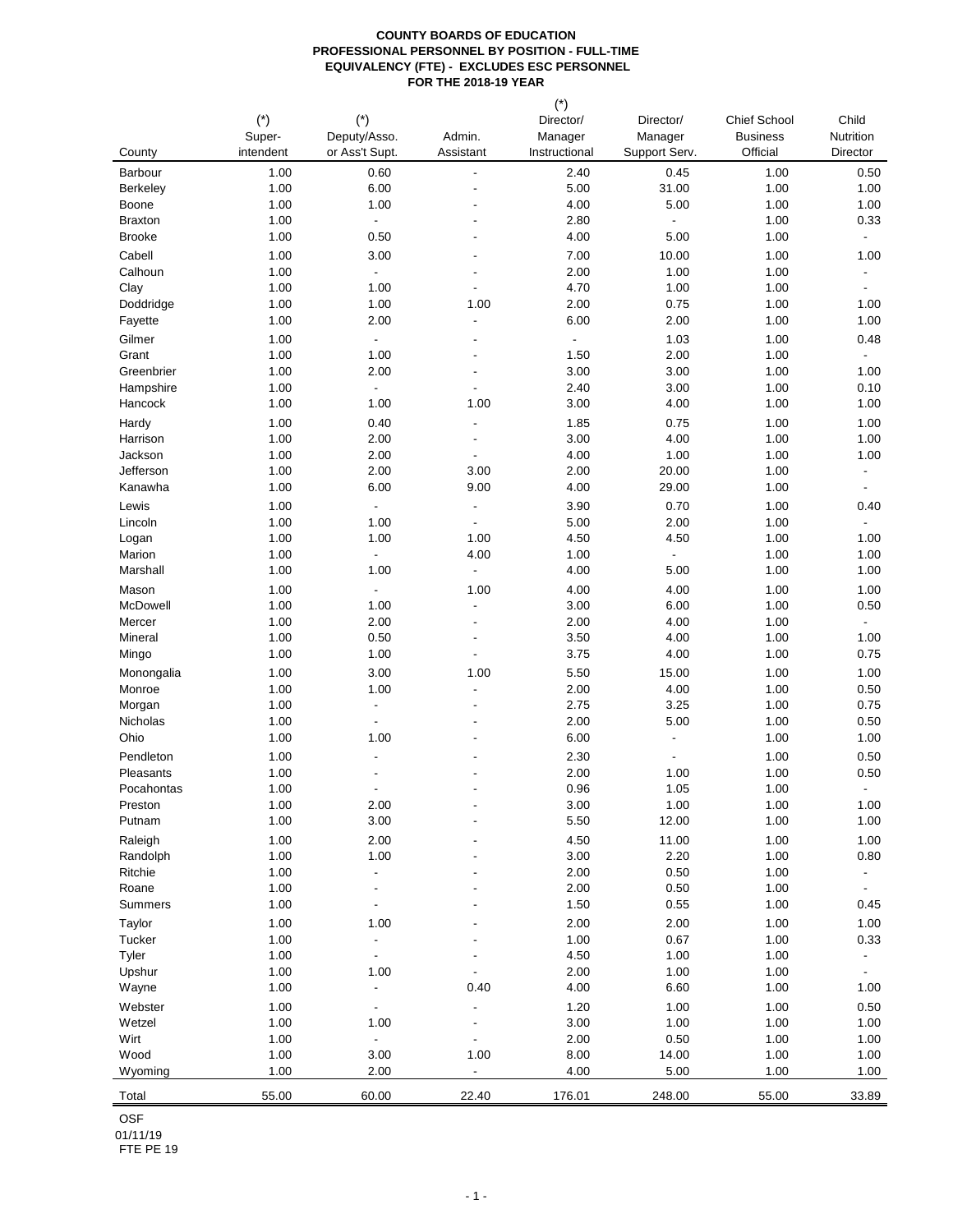**COUNTY BOARDS OF EDUCATION**
**PROFESSIONAL PERSONNEL BY POSITION - FULL-TIME EQUIVALENCY (FTE) - EXCLUDES ESC PERSONNEL**
**FOR THE 2018-19 YEAR**

| County | (*) Super-intendent | (*) Deputy/Asso. or Ass't Supt. | Admin. Assistant | (*) Director/ Manager Instructional | Director/ Manager Support Serv. | Chief School Business Official | Child Nutrition Director |
|---|---|---|---|---|---|---|---|
| Barbour | 1.00 | 0.60 | - | 2.40 | 0.45 | 1.00 | 0.50 |
| Berkeley | 1.00 | 6.00 | - | 5.00 | 31.00 | 1.00 | 1.00 |
| Boone | 1.00 | 1.00 | - | 4.00 | 5.00 | 1.00 | 1.00 |
| Braxton | 1.00 | - | - | 2.80 | - | 1.00 | 0.33 |
| Brooke | 1.00 | 0.50 | - | 4.00 | 5.00 | 1.00 | - |
| Cabell | 1.00 | 3.00 | - | 7.00 | 10.00 | 1.00 | 1.00 |
| Calhoun | 1.00 | - | - | 2.00 | 1.00 | 1.00 | - |
| Clay | 1.00 | 1.00 | - | 4.70 | 1.00 | 1.00 | - |
| Doddridge | 1.00 | 1.00 | 1.00 | 2.00 | 0.75 | 1.00 | 1.00 |
| Fayette | 1.00 | 2.00 | - | 6.00 | 2.00 | 1.00 | 1.00 |
| Gilmer | 1.00 | - | - | - | 1.03 | 1.00 | 0.48 |
| Grant | 1.00 | 1.00 | - | 1.50 | 2.00 | 1.00 | - |
| Greenbrier | 1.00 | 2.00 | - | 3.00 | 3.00 | 1.00 | 1.00 |
| Hampshire | 1.00 | - | - | 2.40 | 3.00 | 1.00 | 0.10 |
| Hancock | 1.00 | 1.00 | 1.00 | 3.00 | 4.00 | 1.00 | 1.00 |
| Hardy | 1.00 | 0.40 | - | 1.85 | 0.75 | 1.00 | 1.00 |
| Harrison | 1.00 | 2.00 | - | 3.00 | 4.00 | 1.00 | 1.00 |
| Jackson | 1.00 | 2.00 | - | 4.00 | 1.00 | 1.00 | 1.00 |
| Jefferson | 1.00 | 2.00 | 3.00 | 2.00 | 20.00 | 1.00 | - |
| Kanawha | 1.00 | 6.00 | 9.00 | 4.00 | 29.00 | 1.00 | - |
| Lewis | 1.00 | - | - | 3.90 | 0.70 | 1.00 | 0.40 |
| Lincoln | 1.00 | 1.00 | - | 5.00 | 2.00 | 1.00 | - |
| Logan | 1.00 | 1.00 | 1.00 | 4.50 | 4.50 | 1.00 | 1.00 |
| Marion | 1.00 | - | 4.00 | 1.00 | - | 1.00 | 1.00 |
| Marshall | 1.00 | 1.00 | - | 4.00 | 5.00 | 1.00 | 1.00 |
| Mason | 1.00 | - | 1.00 | 4.00 | 4.00 | 1.00 | 1.00 |
| McDowell | 1.00 | 1.00 | - | 3.00 | 6.00 | 1.00 | 0.50 |
| Mercer | 1.00 | 2.00 | - | 2.00 | 4.00 | 1.00 | - |
| Mineral | 1.00 | 0.50 | - | 3.50 | 4.00 | 1.00 | 1.00 |
| Mingo | 1.00 | 1.00 | - | 3.75 | 4.00 | 1.00 | 0.75 |
| Monongalia | 1.00 | 3.00 | 1.00 | 5.50 | 15.00 | 1.00 | 1.00 |
| Monroe | 1.00 | 1.00 | - | 2.00 | 4.00 | 1.00 | 0.50 |
| Morgan | 1.00 | - | - | 2.75 | 3.25 | 1.00 | 0.75 |
| Nicholas | 1.00 | - | - | 2.00 | 5.00 | 1.00 | 0.50 |
| Ohio | 1.00 | 1.00 | - | 6.00 | - | 1.00 | 1.00 |
| Pendleton | 1.00 | - | - | 2.30 | - | 1.00 | 0.50 |
| Pleasants | 1.00 | - | - | 2.00 | 1.00 | 1.00 | 0.50 |
| Pocahontas | 1.00 | - | - | 0.96 | 1.05 | 1.00 | - |
| Preston | 1.00 | 2.00 | - | 3.00 | 1.00 | 1.00 | 1.00 |
| Putnam | 1.00 | 3.00 | - | 5.50 | 12.00 | 1.00 | 1.00 |
| Raleigh | 1.00 | 2.00 | - | 4.50 | 11.00 | 1.00 | 1.00 |
| Randolph | 1.00 | 1.00 | - | 3.00 | 2.20 | 1.00 | 0.80 |
| Ritchie | 1.00 | - | - | 2.00 | 0.50 | 1.00 | - |
| Roane | 1.00 | - | - | 2.00 | 0.50 | 1.00 | - |
| Summers | 1.00 | - | - | 1.50 | 0.55 | 1.00 | 0.45 |
| Taylor | 1.00 | 1.00 | - | 2.00 | 2.00 | 1.00 | 1.00 |
| Tucker | 1.00 | - | - | 1.00 | 0.67 | 1.00 | 0.33 |
| Tyler | 1.00 | - | - | 4.50 | 1.00 | 1.00 | - |
| Upshur | 1.00 | 1.00 | - | 2.00 | 1.00 | 1.00 | - |
| Wayne | 1.00 | - | 0.40 | 4.00 | 6.60 | 1.00 | 1.00 |
| Webster | 1.00 | - | - | 1.20 | 1.00 | 1.00 | 0.50 |
| Wetzel | 1.00 | 1.00 | - | 3.00 | 1.00 | 1.00 | 1.00 |
| Wirt | 1.00 | - | - | 2.00 | 0.50 | 1.00 | 1.00 |
| Wood | 1.00 | 3.00 | 1.00 | 8.00 | 14.00 | 1.00 | 1.00 |
| Wyoming | 1.00 | 2.00 | - | 4.00 | 5.00 | 1.00 | 1.00 |
| Total | 55.00 | 60.00 | 22.40 | 176.01 | 248.00 | 55.00 | 33.89 |

OSF
01/11/19
FTE PE 19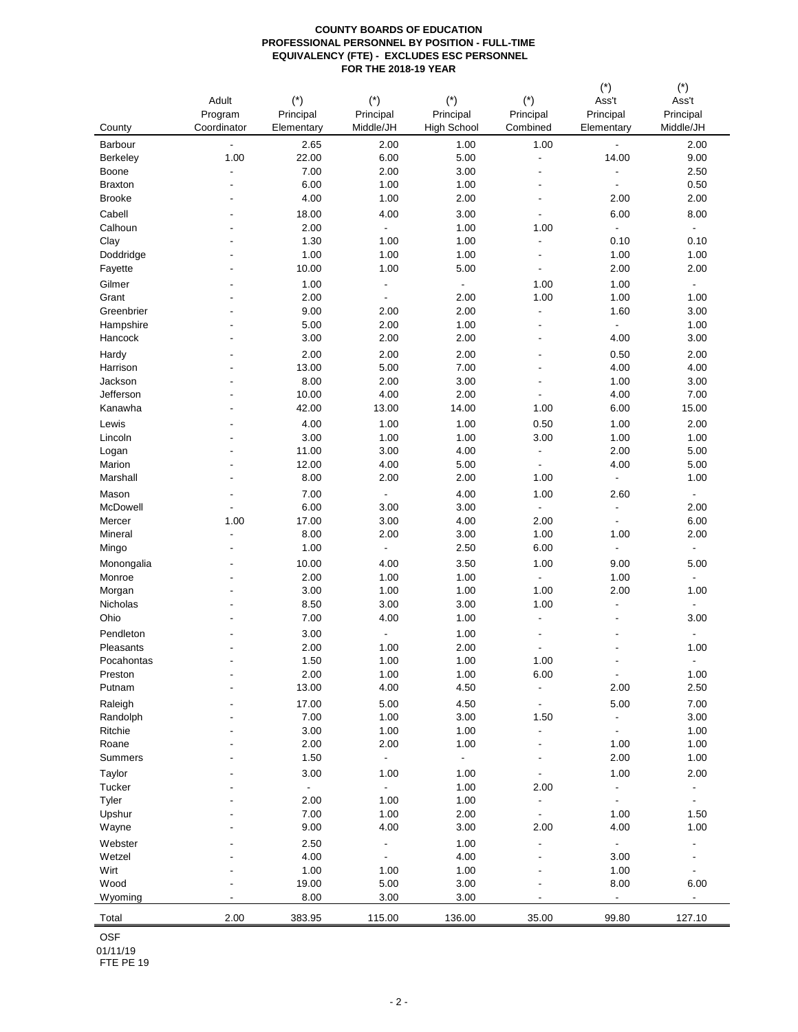**COUNTY BOARDS OF EDUCATION**
**PROFESSIONAL PERSONNEL BY POSITION - FULL-TIME EQUIVALENCY (FTE) - EXCLUDES ESC PERSONNEL**
**FOR THE 2018-19 YEAR**

| County | Adult Program Coordinator | (*) Principal Elementary | (*) Principal Middle/JH | (*) Principal High School | (*) Principal Combined | (*) Ass't Principal Elementary | (*) Ass't Principal Middle/JH |
|---|---|---|---|---|---|---|---|
| Barbour | - | 2.65 | 2.00 | 1.00 | 1.00 | - | 2.00 |
| Berkeley | 1.00 | 22.00 | 6.00 | 5.00 | - | 14.00 | 9.00 |
| Boone | - | 7.00 | 2.00 | 3.00 | - | - | 2.50 |
| Braxton | - | 6.00 | 1.00 | 1.00 | - | - | 0.50 |
| Brooke | - | 4.00 | 1.00 | 2.00 | - | 2.00 | 2.00 |
| Cabell | - | 18.00 | 4.00 | 3.00 | - | 6.00 | 8.00 |
| Calhoun | - | 2.00 | - | 1.00 | 1.00 | - | - |
| Clay | - | 1.30 | 1.00 | 1.00 | - | 0.10 | 0.10 |
| Doddridge | - | 1.00 | 1.00 | 1.00 | - | 1.00 | 1.00 |
| Fayette | - | 10.00 | 1.00 | 5.00 | - | 2.00 | 2.00 |
| Gilmer | - | 1.00 | - | - | 1.00 | 1.00 | - |
| Grant | - | 2.00 | - | 2.00 | 1.00 | 1.00 | 1.00 |
| Greenbrier | - | 9.00 | 2.00 | 2.00 | - | 1.60 | 3.00 |
| Hampshire | - | 5.00 | 2.00 | 1.00 | - | - | 1.00 |
| Hancock | - | 3.00 | 2.00 | 2.00 | - | 4.00 | 3.00 |
| Hardy | - | 2.00 | 2.00 | 2.00 | - | 0.50 | 2.00 |
| Harrison | - | 13.00 | 5.00 | 7.00 | - | 4.00 | 4.00 |
| Jackson | - | 8.00 | 2.00 | 3.00 | - | 1.00 | 3.00 |
| Jefferson | - | 10.00 | 4.00 | 2.00 | - | 4.00 | 7.00 |
| Kanawha | - | 42.00 | 13.00 | 14.00 | 1.00 | 6.00 | 15.00 |
| Lewis | - | 4.00 | 1.00 | 1.00 | 0.50 | 1.00 | 2.00 |
| Lincoln | - | 3.00 | 1.00 | 1.00 | 3.00 | 1.00 | 1.00 |
| Logan | - | 11.00 | 3.00 | 4.00 | - | 2.00 | 5.00 |
| Marion | - | 12.00 | 4.00 | 5.00 | - | 4.00 | 5.00 |
| Marshall | - | 8.00 | 2.00 | 2.00 | 1.00 | - | 1.00 |
| Mason | - | 7.00 | - | 4.00 | 1.00 | 2.60 | - |
| McDowell | - | 6.00 | 3.00 | 3.00 | - | - | 2.00 |
| Mercer | 1.00 | 17.00 | 3.00 | 4.00 | 2.00 | - | 6.00 |
| Mineral | - | 8.00 | 2.00 | 3.00 | 1.00 | 1.00 | 2.00 |
| Mingo | - | 1.00 | - | 2.50 | 6.00 | - | - |
| Monongalia | - | 10.00 | 4.00 | 3.50 | 1.00 | 9.00 | 5.00 |
| Monroe | - | 2.00 | 1.00 | 1.00 | - | 1.00 | - |
| Morgan | - | 3.00 | 1.00 | 1.00 | 1.00 | 2.00 | 1.00 |
| Nicholas | - | 8.50 | 3.00 | 3.00 | 1.00 | - | - |
| Ohio | - | 7.00 | 4.00 | 1.00 | - | - | 3.00 |
| Pendleton | - | 3.00 | - | 1.00 | - | - | - |
| Pleasants | - | 2.00 | 1.00 | 2.00 | - | - | 1.00 |
| Pocahontas | - | 1.50 | 1.00 | 1.00 | 1.00 | - | - |
| Preston | - | 2.00 | 1.00 | 1.00 | 6.00 | - | 1.00 |
| Putnam | - | 13.00 | 4.00 | 4.50 | - | 2.00 | 2.50 |
| Raleigh | - | 17.00 | 5.00 | 4.50 | - | 5.00 | 7.00 |
| Randolph | - | 7.00 | 1.00 | 3.00 | 1.50 | - | 3.00 |
| Ritchie | - | 3.00 | 1.00 | 1.00 | - | - | 1.00 |
| Roane | - | 2.00 | 2.00 | 1.00 | - | 1.00 | 1.00 |
| Summers | - | 1.50 | - | - | - | 2.00 | 1.00 |
| Taylor | - | 3.00 | 1.00 | 1.00 | - | 1.00 | 2.00 |
| Tucker | - | - | - | 1.00 | 2.00 | - | - |
| Tyler | - | 2.00 | 1.00 | 1.00 | - | - | - |
| Upshur | - | 7.00 | 1.00 | 2.00 | - | 1.00 | 1.50 |
| Wayne | - | 9.00 | 4.00 | 3.00 | 2.00 | 4.00 | 1.00 |
| Webster | - | 2.50 | - | 1.00 | - | - | - |
| Wetzel | - | 4.00 | - | 4.00 | - | 3.00 | - |
| Wirt | - | 1.00 | 1.00 | 1.00 | - | 1.00 | - |
| Wood | - | 19.00 | 5.00 | 3.00 | - | 8.00 | 6.00 |
| Wyoming | - | 8.00 | 3.00 | 3.00 | - | - | - |
| Total | 2.00 | 383.95 | 115.00 | 136.00 | 35.00 | 99.80 | 127.10 |

OSF
01/11/19
FTE PE 19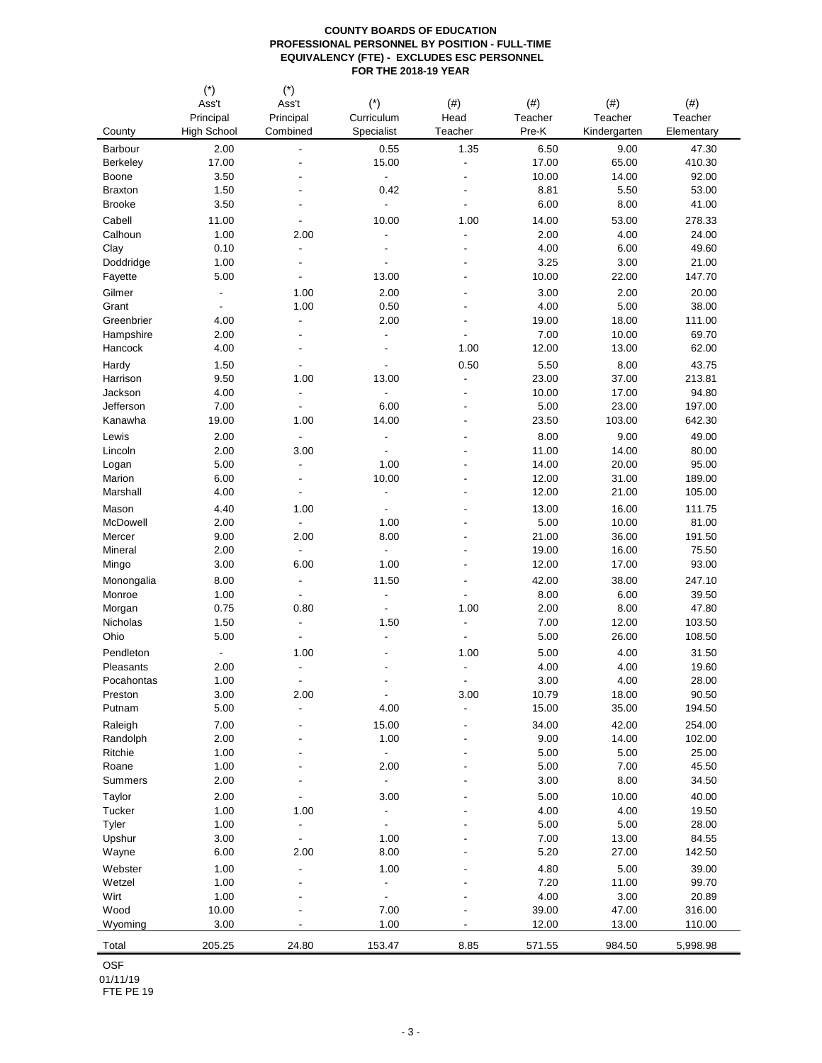**COUNTY BOARDS OF EDUCATION**
**PROFESSIONAL PERSONNEL BY POSITION - FULL-TIME EQUIVALENCY (FTE) - EXCLUDES ESC PERSONNEL**
**FOR THE 2018-19 YEAR**

| County | (*) Ass't Principal High School | (*) Ass't Principal Combined | (*) Curriculum Specialist | (#) Head Teacher | (#) Teacher Pre-K | (#) Teacher Kindergarten | (#) Teacher Elementary |
|---|---|---|---|---|---|---|---|
| Barbour | 2.00 | - | 0.55 | 1.35 | 6.50 | 9.00 | 47.30 |
| Berkeley | 17.00 | - | 15.00 | - | 17.00 | 65.00 | 410.30 |
| Boone | 3.50 | - | - | - | 10.00 | 14.00 | 92.00 |
| Braxton | 1.50 | - | 0.42 | - | 8.81 | 5.50 | 53.00 |
| Brooke | 3.50 | - | - | - | 6.00 | 8.00 | 41.00 |
| Cabell | 11.00 | - | 10.00 | 1.00 | 14.00 | 53.00 | 278.33 |
| Calhoun | 1.00 | 2.00 | - | - | 2.00 | 4.00 | 24.00 |
| Clay | 0.10 | - | - | - | 4.00 | 6.00 | 49.60 |
| Doddridge | 1.00 | - | - | - | 3.25 | 3.00 | 21.00 |
| Fayette | 5.00 | - | 13.00 | - | 10.00 | 22.00 | 147.70 |
| Gilmer | - | 1.00 | 2.00 | - | 3.00 | 2.00 | 20.00 |
| Grant | - | 1.00 | 0.50 | - | 4.00 | 5.00 | 38.00 |
| Greenbrier | 4.00 | - | 2.00 | - | 19.00 | 18.00 | 111.00 |
| Hampshire | 2.00 | - | - | - | 7.00 | 10.00 | 69.70 |
| Hancock | 4.00 | - | - | 1.00 | 12.00 | 13.00 | 62.00 |
| Hardy | 1.50 | - | - | 0.50 | 5.50 | 8.00 | 43.75 |
| Harrison | 9.50 | 1.00 | 13.00 | - | 23.00 | 37.00 | 213.81 |
| Jackson | 4.00 | - | - | - | 10.00 | 17.00 | 94.80 |
| Jefferson | 7.00 | - | 6.00 | - | 5.00 | 23.00 | 197.00 |
| Kanawha | 19.00 | 1.00 | 14.00 | - | 23.50 | 103.00 | 642.30 |
| Lewis | 2.00 | - | - | - | 8.00 | 9.00 | 49.00 |
| Lincoln | 2.00 | 3.00 | - | - | 11.00 | 14.00 | 80.00 |
| Logan | 5.00 | - | 1.00 | - | 14.00 | 20.00 | 95.00 |
| Marion | 6.00 | - | 10.00 | - | 12.00 | 31.00 | 189.00 |
| Marshall | 4.00 | - | - | - | 12.00 | 21.00 | 105.00 |
| Mason | 4.40 | 1.00 | - | - | 13.00 | 16.00 | 111.75 |
| McDowell | 2.00 | - | 1.00 | - | 5.00 | 10.00 | 81.00 |
| Mercer | 9.00 | 2.00 | 8.00 | - | 21.00 | 36.00 | 191.50 |
| Mineral | 2.00 | - | - | - | 19.00 | 16.00 | 75.50 |
| Mingo | 3.00 | 6.00 | 1.00 | - | 12.00 | 17.00 | 93.00 |
| Monongalia | 8.00 | - | 11.50 | - | 42.00 | 38.00 | 247.10 |
| Monroe | 1.00 | - | - | - | 8.00 | 6.00 | 39.50 |
| Morgan | 0.75 | 0.80 | - | 1.00 | 2.00 | 8.00 | 47.80 |
| Nicholas | 1.50 | - | 1.50 | - | 7.00 | 12.00 | 103.50 |
| Ohio | 5.00 | - | - | - | 5.00 | 26.00 | 108.50 |
| Pendleton | - | 1.00 | - | 1.00 | 5.00 | 4.00 | 31.50 |
| Pleasants | 2.00 | - | - | - | 4.00 | 4.00 | 19.60 |
| Pocahontas | 1.00 | - | - | - | 3.00 | 4.00 | 28.00 |
| Preston | 3.00 | 2.00 | - | 3.00 | 10.79 | 18.00 | 90.50 |
| Putnam | 5.00 | - | 4.00 | - | 15.00 | 35.00 | 194.50 |
| Raleigh | 7.00 | - | 15.00 | - | 34.00 | 42.00 | 254.00 |
| Randolph | 2.00 | - | 1.00 | - | 9.00 | 14.00 | 102.00 |
| Ritchie | 1.00 | - | - | - | 5.00 | 5.00 | 25.00 |
| Roane | 1.00 | - | 2.00 | - | 5.00 | 7.00 | 45.50 |
| Summers | 2.00 | - | - | - | 3.00 | 8.00 | 34.50 |
| Taylor | 2.00 | - | 3.00 | - | 5.00 | 10.00 | 40.00 |
| Tucker | 1.00 | 1.00 | - | - | 4.00 | 4.00 | 19.50 |
| Tyler | 1.00 | - | - | - | 5.00 | 5.00 | 28.00 |
| Upshur | 3.00 | - | 1.00 | - | 7.00 | 13.00 | 84.55 |
| Wayne | 6.00 | 2.00 | 8.00 | - | 5.20 | 27.00 | 142.50 |
| Webster | 1.00 | - | 1.00 | - | 4.80 | 5.00 | 39.00 |
| Wetzel | 1.00 | - | - | - | 7.20 | 11.00 | 99.70 |
| Wirt | 1.00 | - | - | - | 4.00 | 3.00 | 20.89 |
| Wood | 10.00 | - | 7.00 | - | 39.00 | 47.00 | 316.00 |
| Wyoming | 3.00 | - | 1.00 | - | 12.00 | 13.00 | 110.00 |
| Total | 205.25 | 24.80 | 153.47 | 8.85 | 571.55 | 984.50 | 5,998.98 |

OSF
01/11/19
FTE PE 19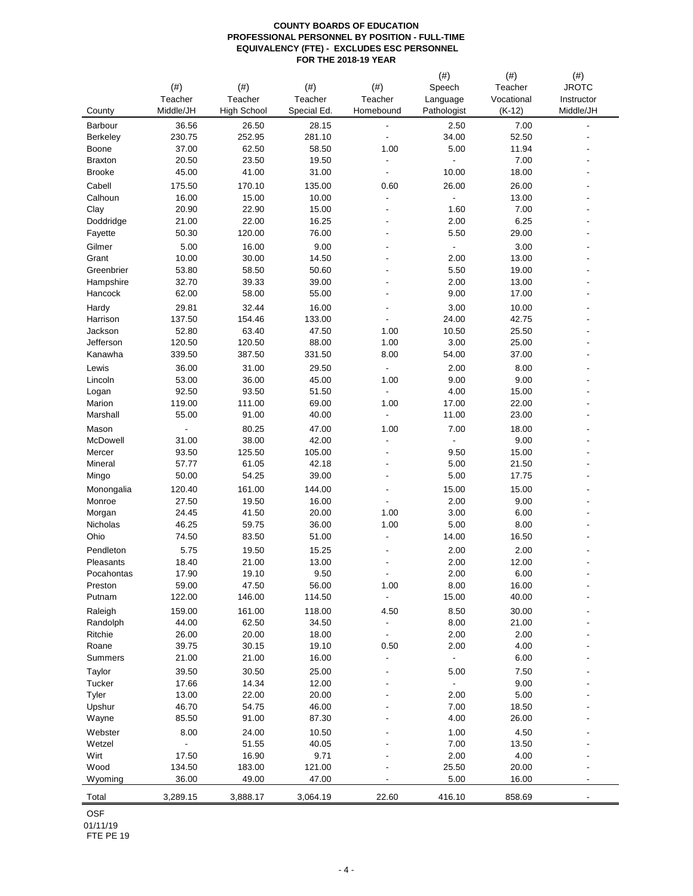**COUNTY BOARDS OF EDUCATION**
**PROFESSIONAL PERSONNEL BY POSITION - FULL-TIME EQUIVALENCY (FTE) - EXCLUDES ESC PERSONNEL**
**FOR THE 2018-19 YEAR**

| County | (#) Teacher Middle/JH | (#) Teacher High School | (#) Teacher Special Ed. | (#) Teacher Homebound | (#) Speech Language Pathologist | (#) Teacher Vocational (K-12) | (#) JROTC Instructor Middle/JH |
|---|---|---|---|---|---|---|---|
| Barbour | 36.56 | 26.50 | 28.15 | - | 2.50 | 7.00 | - |
| Berkeley | 230.75 | 252.95 | 281.10 | - | 34.00 | 52.50 | - |
| Boone | 37.00 | 62.50 | 58.50 | 1.00 | 5.00 | 11.94 | - |
| Braxton | 20.50 | 23.50 | 19.50 | - | - | 7.00 | - |
| Brooke | 45.00 | 41.00 | 31.00 | - | 10.00 | 18.00 | - |
| Cabell | 175.50 | 170.10 | 135.00 | 0.60 | 26.00 | 26.00 | - |
| Calhoun | 16.00 | 15.00 | 10.00 | - | - | 13.00 | - |
| Clay | 20.90 | 22.90 | 15.00 | - | 1.60 | 7.00 | - |
| Doddridge | 21.00 | 22.00 | 16.25 | - | 2.00 | 6.25 | - |
| Fayette | 50.30 | 120.00 | 76.00 | - | 5.50 | 29.00 | - |
| Gilmer | 5.00 | 16.00 | 9.00 | - | - | 3.00 | - |
| Grant | 10.00 | 30.00 | 14.50 | - | 2.00 | 13.00 | - |
| Greenbrier | 53.80 | 58.50 | 50.60 | - | 5.50 | 19.00 | - |
| Hampshire | 32.70 | 39.33 | 39.00 | - | 2.00 | 13.00 | - |
| Hancock | 62.00 | 58.00 | 55.00 | - | 9.00 | 17.00 | - |
| Hardy | 29.81 | 32.44 | 16.00 | - | 3.00 | 10.00 | - |
| Harrison | 137.50 | 154.46 | 133.00 | - | 24.00 | 42.75 | - |
| Jackson | 52.80 | 63.40 | 47.50 | 1.00 | 10.50 | 25.50 | - |
| Jefferson | 120.50 | 120.50 | 88.00 | 1.00 | 3.00 | 25.00 | - |
| Kanawha | 339.50 | 387.50 | 331.50 | 8.00 | 54.00 | 37.00 | - |
| Lewis | 36.00 | 31.00 | 29.50 | - | 2.00 | 8.00 | - |
| Lincoln | 53.00 | 36.00 | 45.00 | 1.00 | 9.00 | 9.00 | - |
| Logan | 92.50 | 93.50 | 51.50 | - | 4.00 | 15.00 | - |
| Marion | 119.00 | 111.00 | 69.00 | 1.00 | 17.00 | 22.00 | - |
| Marshall | 55.00 | 91.00 | 40.00 | - | 11.00 | 23.00 | - |
| Mason | - | 80.25 | 47.00 | 1.00 | 7.00 | 18.00 | - |
| McDowell | 31.00 | 38.00 | 42.00 | - | - | 9.00 | - |
| Mercer | 93.50 | 125.50 | 105.00 | - | 9.50 | 15.00 | - |
| Mineral | 57.77 | 61.05 | 42.18 | - | 5.00 | 21.50 | - |
| Mingo | 50.00 | 54.25 | 39.00 | - | 5.00 | 17.75 | - |
| Monongalia | 120.40 | 161.00 | 144.00 | - | 15.00 | 15.00 | - |
| Monroe | 27.50 | 19.50 | 16.00 | - | 2.00 | 9.00 | - |
| Morgan | 24.45 | 41.50 | 20.00 | 1.00 | 3.00 | 6.00 | - |
| Nicholas | 46.25 | 59.75 | 36.00 | 1.00 | 5.00 | 8.00 | - |
| Ohio | 74.50 | 83.50 | 51.00 | - | 14.00 | 16.50 | - |
| Pendleton | 5.75 | 19.50 | 15.25 | - | 2.00 | 2.00 | - |
| Pleasants | 18.40 | 21.00 | 13.00 | - | 2.00 | 12.00 | - |
| Pocahontas | 17.90 | 19.10 | 9.50 | - | 2.00 | 6.00 | - |
| Preston | 59.00 | 47.50 | 56.00 | 1.00 | 8.00 | 16.00 | - |
| Putnam | 122.00 | 146.00 | 114.50 | - | 15.00 | 40.00 | - |
| Raleigh | 159.00 | 161.00 | 118.00 | 4.50 | 8.50 | 30.00 | - |
| Randolph | 44.00 | 62.50 | 34.50 | - | 8.00 | 21.00 | - |
| Ritchie | 26.00 | 20.00 | 18.00 | - | 2.00 | 2.00 | - |
| Roane | 39.75 | 30.15 | 19.10 | 0.50 | 2.00 | 4.00 | - |
| Summers | 21.00 | 21.00 | 16.00 | - | - | 6.00 | - |
| Taylor | 39.50 | 30.50 | 25.00 | - | 5.00 | 7.50 | - |
| Tucker | 17.66 | 14.34 | 12.00 | - | - | 9.00 | - |
| Tyler | 13.00 | 22.00 | 20.00 | - | 2.00 | 5.00 | - |
| Upshur | 46.70 | 54.75 | 46.00 | - | 7.00 | 18.50 | - |
| Wayne | 85.50 | 91.00 | 87.30 | - | 4.00 | 26.00 | - |
| Webster | 8.00 | 24.00 | 10.50 | - | 1.00 | 4.50 | - |
| Wetzel | - | 51.55 | 40.05 | - | 7.00 | 13.50 | - |
| Wirt | 17.50 | 16.90 | 9.71 | - | 2.00 | 4.00 | - |
| Wood | 134.50 | 183.00 | 121.00 | - | 25.50 | 20.00 | - |
| Wyoming | 36.00 | 49.00 | 47.00 | - | 5.00 | 16.00 | - |
| Total | 3,289.15 | 3,888.17 | 3,064.19 | 22.60 | 416.10 | 858.69 | - |

OSF
01/11/19
FTE PE 19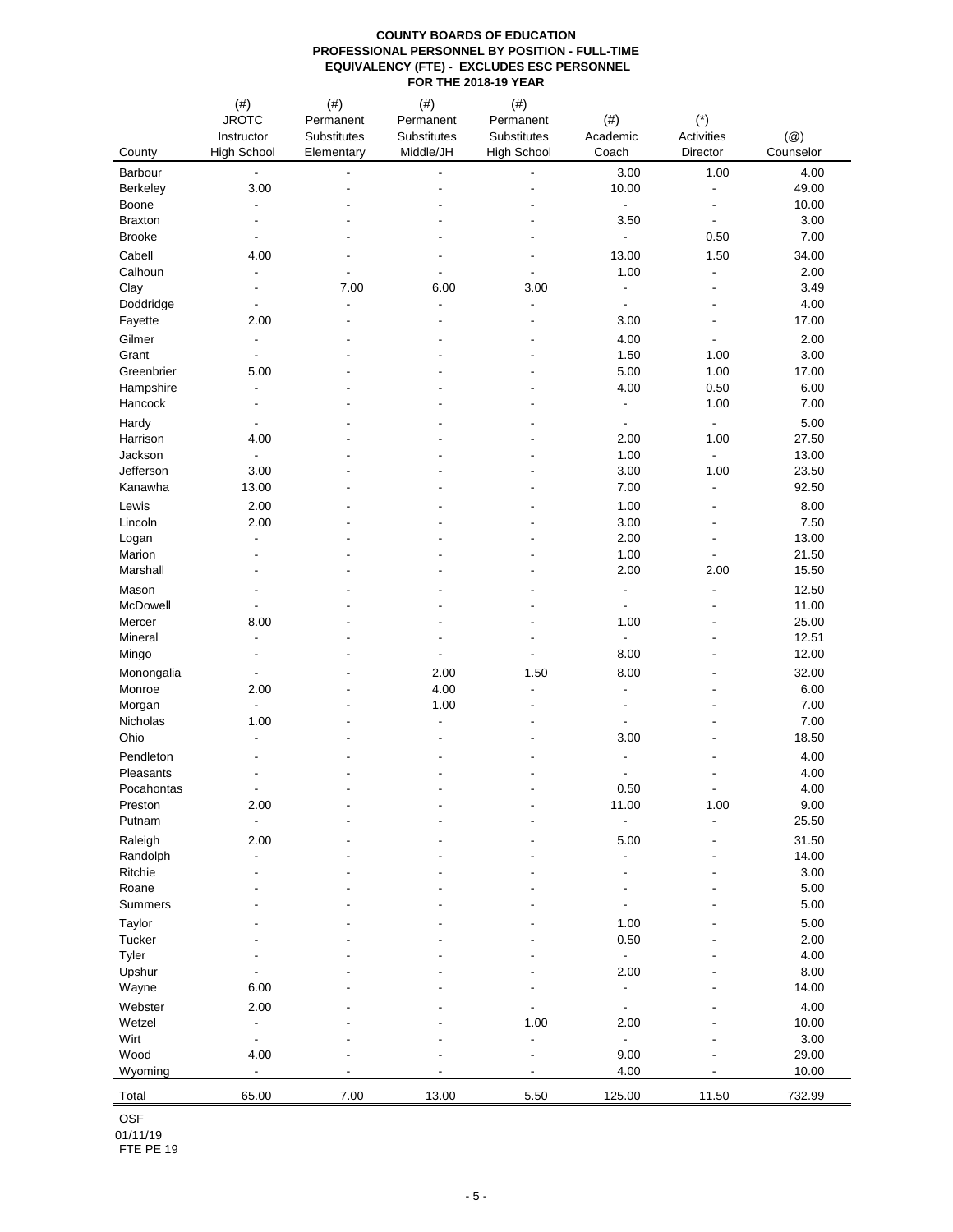**COUNTY BOARDS OF EDUCATION**
**PROFESSIONAL PERSONNEL BY POSITION - FULL-TIME EQUIVALENCY (FTE) - EXCLUDES ESC PERSONNEL**
**FOR THE 2018-19 YEAR**

| County | (#) JROTC Instructor High School | (#) Permanent Substitutes Elementary | (#) Permanent Substitutes Middle/JH | (#) Permanent Substitutes High School | (#) Academic Coach | (*) Activities Director | (@) Counselor |
|---|---|---|---|---|---|---|---|
| Barbour | - | - | - | - | 3.00 | 1.00 | 4.00 |
| Berkeley | 3.00 | - | - | - | 10.00 | - | 49.00 |
| Boone | - | - | - | - | - | - | 10.00 |
| Braxton | - | - | - | - | 3.50 | - | 3.00 |
| Brooke | - | - | - | - | - | 0.50 | 7.00 |
| Cabell | 4.00 | - | - | - | 13.00 | 1.50 | 34.00 |
| Calhoun | - | - | - | - | 1.00 | - | 2.00 |
| Clay | - | 7.00 | 6.00 | 3.00 | - | - | 3.49 |
| Doddridge | - | - | - | - | - | - | 4.00 |
| Fayette | 2.00 | - | - | - | 3.00 | - | 17.00 |
| Gilmer | - | - | - | - | 4.00 | - | 2.00 |
| Grant | - | - | - | - | 1.50 | 1.00 | 3.00 |
| Greenbrier | 5.00 | - | - | - | 5.00 | 1.00 | 17.00 |
| Hampshire | - | - | - | - | 4.00 | 0.50 | 6.00 |
| Hancock | - | - | - | - | - | 1.00 | 7.00 |
| Hardy | - | - | - | - | - | - | 5.00 |
| Harrison | 4.00 | - | - | - | 2.00 | 1.00 | 27.50 |
| Jackson | - | - | - | - | 1.00 | - | 13.00 |
| Jefferson | 3.00 | - | - | - | 3.00 | 1.00 | 23.50 |
| Kanawha | 13.00 | - | - | - | 7.00 | - | 92.50 |
| Lewis | 2.00 | - | - | - | 1.00 | - | 8.00 |
| Lincoln | 2.00 | - | - | - | 3.00 | - | 7.50 |
| Logan | - | - | - | - | 2.00 | - | 13.00 |
| Marion | - | - | - | - | 1.00 | - | 21.50 |
| Marshall | - | - | - | - | 2.00 | 2.00 | 15.50 |
| Mason | - | - | - | - | - | - | 12.50 |
| McDowell | - | - | - | - | - | - | 11.00 |
| Mercer | 8.00 | - | - | - | 1.00 | - | 25.00 |
| Mineral | - | - | - | - | - | - | 12.51 |
| Mingo | - | - | - | - | 8.00 | - | 12.00 |
| Monongalia | - | - | 2.00 | 1.50 | 8.00 | - | 32.00 |
| Monroe | 2.00 | - | 4.00 | - | - | - | 6.00 |
| Morgan | - | - | 1.00 | - | - | - | 7.00 |
| Nicholas | 1.00 | - | - | - | - | - | 7.00 |
| Ohio | - | - | - | - | 3.00 | - | 18.50 |
| Pendleton | - | - | - | - | - | - | 4.00 |
| Pleasants | - | - | - | - | - | - | 4.00 |
| Pocahontas | - | - | - | - | 0.50 | - | 4.00 |
| Preston | 2.00 | - | - | - | 11.00 | 1.00 | 9.00 |
| Putnam | - | - | - | - | - | - | 25.50 |
| Raleigh | 2.00 | - | - | - | 5.00 | - | 31.50 |
| Randolph | - | - | - | - | - | - | 14.00 |
| Ritchie | - | - | - | - | - | - | 3.00 |
| Roane | - | - | - | - | - | - | 5.00 |
| Summers | - | - | - | - | - | - | 5.00 |
| Taylor | - | - | - | - | 1.00 | - | 5.00 |
| Tucker | - | - | - | - | 0.50 | - | 2.00 |
| Tyler | - | - | - | - | - | - | 4.00 |
| Upshur | - | - | - | - | 2.00 | - | 8.00 |
| Wayne | 6.00 | - | - | - | - | - | 14.00 |
| Webster | 2.00 | - | - | - | - | - | 4.00 |
| Wetzel | - | - | - | 1.00 | 2.00 | - | 10.00 |
| Wirt | - | - | - | - | - | - | 3.00 |
| Wood | 4.00 | - | - | - | 9.00 | - | 29.00 |
| Wyoming | - | - | - | - | 4.00 | - | 10.00 |
| Total | 65.00 | 7.00 | 13.00 | 5.50 | 125.00 | 11.50 | 732.99 |

OSF
01/11/19
FTE PE 19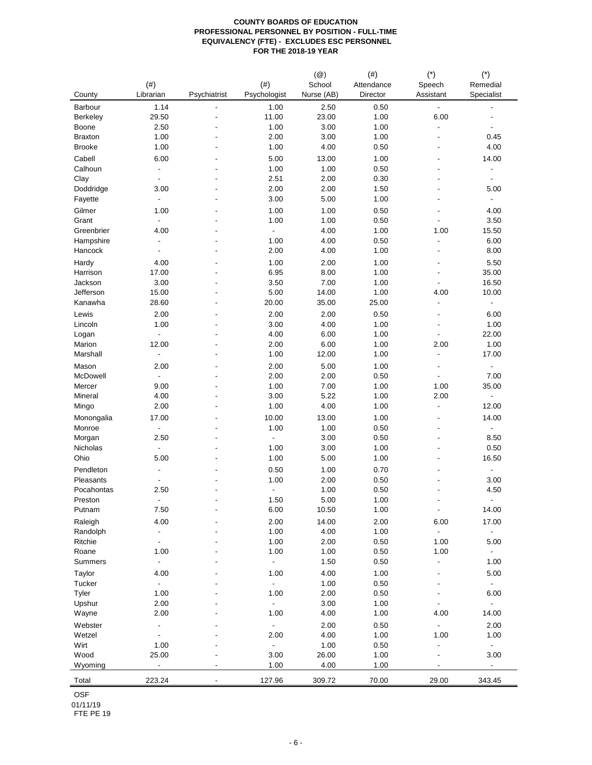**COUNTY BOARDS OF EDUCATION**
**PROFESSIONAL PERSONNEL BY POSITION - FULL-TIME EQUIVALENCY (FTE) - EXCLUDES ESC PERSONNEL**
**FOR THE 2018-19 YEAR**

| County | (#) Librarian | Psychiatrist | (#) Psychologist | (@) School Nurse (AB) | (#) Attendance Director | (*) Speech Assistant | (*) Remedial Specialist |
|---|---|---|---|---|---|---|---|
| Barbour | 1.14 | - | 1.00 | 2.50 | 0.50 | - | - |
| Berkeley | 29.50 | - | 11.00 | 23.00 | 1.00 | 6.00 | - |
| Boone | 2.50 | - | 1.00 | 3.00 | 1.00 | - | - |
| Braxton | 1.00 | - | 2.00 | 3.00 | 1.00 | - | 0.45 |
| Brooke | 1.00 | - | 1.00 | 4.00 | 0.50 | - | 4.00 |
| Cabell | 6.00 | - | 5.00 | 13.00 | 1.00 | - | 14.00 |
| Calhoun | - | - | 1.00 | 1.00 | 0.50 | - | - |
| Clay | - | - | 2.51 | 2.00 | 0.30 | - | - |
| Doddridge | 3.00 | - | 2.00 | 2.00 | 1.50 | - | 5.00 |
| Fayette | - | - | 3.00 | 5.00 | 1.00 | - | - |
| Gilmer | 1.00 | - | 1.00 | 1.00 | 0.50 | - | 4.00 |
| Grant | - | - | 1.00 | 1.00 | 0.50 | - | 3.50 |
| Greenbrier | 4.00 | - | - | 4.00 | 1.00 | 1.00 | 15.50 |
| Hampshire | - | - | 1.00 | 4.00 | 0.50 | - | 6.00 |
| Hancock | - | - | 2.00 | 4.00 | 1.00 | - | 8.00 |
| Hardy | 4.00 | - | 1.00 | 2.00 | 1.00 | - | 5.50 |
| Harrison | 17.00 | - | 6.95 | 8.00 | 1.00 | - | 35.00 |
| Jackson | 3.00 | - | 3.50 | 7.00 | 1.00 | - | 16.50 |
| Jefferson | 15.00 | - | 5.00 | 14.00 | 1.00 | 4.00 | 10.00 |
| Kanawha | 28.60 | - | 20.00 | 35.00 | 25.00 | - | - |
| Lewis | 2.00 | - | 2.00 | 2.00 | 0.50 | - | 6.00 |
| Lincoln | 1.00 | - | 3.00 | 4.00 | 1.00 | - | 1.00 |
| Logan | - | - | 4.00 | 6.00 | 1.00 | - | 22.00 |
| Marion | 12.00 | - | 2.00 | 6.00 | 1.00 | 2.00 | 1.00 |
| Marshall | - | - | 1.00 | 12.00 | 1.00 | - | 17.00 |
| Mason | 2.00 | - | 2.00 | 5.00 | 1.00 | - | - |
| McDowell | - | - | 2.00 | 2.00 | 0.50 | - | 7.00 |
| Mercer | 9.00 | - | 1.00 | 7.00 | 1.00 | 1.00 | 35.00 |
| Mineral | 4.00 | - | 3.00 | 5.22 | 1.00 | 2.00 | - |
| Mingo | 2.00 | - | 1.00 | 4.00 | 1.00 | - | 12.00 |
| Monongalia | 17.00 | - | 10.00 | 13.00 | 1.00 | - | 14.00 |
| Monroe | - | - | 1.00 | 1.00 | 0.50 | - | - |
| Morgan | 2.50 | - | - | 3.00 | 0.50 | - | 8.50 |
| Nicholas | - | - | 1.00 | 3.00 | 1.00 | - | 0.50 |
| Ohio | 5.00 | - | 1.00 | 5.00 | 1.00 | - | 16.50 |
| Pendleton | - | - | 0.50 | 1.00 | 0.70 | - | - |
| Pleasants | - | - | 1.00 | 2.00 | 0.50 | - | 3.00 |
| Pocahontas | 2.50 | - | - | 1.00 | 0.50 | - | 4.50 |
| Preston | - | - | 1.50 | 5.00 | 1.00 | - | - |
| Putnam | 7.50 | - | 6.00 | 10.50 | 1.00 | - | 14.00 |
| Raleigh | 4.00 | - | 2.00 | 14.00 | 2.00 | 6.00 | 17.00 |
| Randolph | - | - | 1.00 | 4.00 | 1.00 | - | - |
| Ritchie | - | - | 1.00 | 2.00 | 0.50 | 1.00 | 5.00 |
| Roane | 1.00 | - | 1.00 | 1.00 | 0.50 | 1.00 | - |
| Summers | - | - | - | 1.50 | 0.50 | - | 1.00 |
| Taylor | 4.00 | - | 1.00 | 4.00 | 1.00 | - | 5.00 |
| Tucker | - | - | - | 1.00 | 0.50 | - | - |
| Tyler | 1.00 | - | 1.00 | 2.00 | 0.50 | - | 6.00 |
| Upshur | 2.00 | - | - | 3.00 | 1.00 | - | - |
| Wayne | 2.00 | - | 1.00 | 4.00 | 1.00 | 4.00 | 14.00 |
| Webster | - | - | - | 2.00 | 0.50 | - | 2.00 |
| Wetzel | - | - | 2.00 | 4.00 | 1.00 | 1.00 | 1.00 |
| Wirt | 1.00 | - | - | 1.00 | 0.50 | - | - |
| Wood | 25.00 | - | 3.00 | 26.00 | 1.00 | - | 3.00 |
| Wyoming | - | - | 1.00 | 4.00 | 1.00 | - | - |
| Total | 223.24 | - | 127.96 | 309.72 | 70.00 | 29.00 | 343.45 |

OSF
01/11/19
FTE PE 19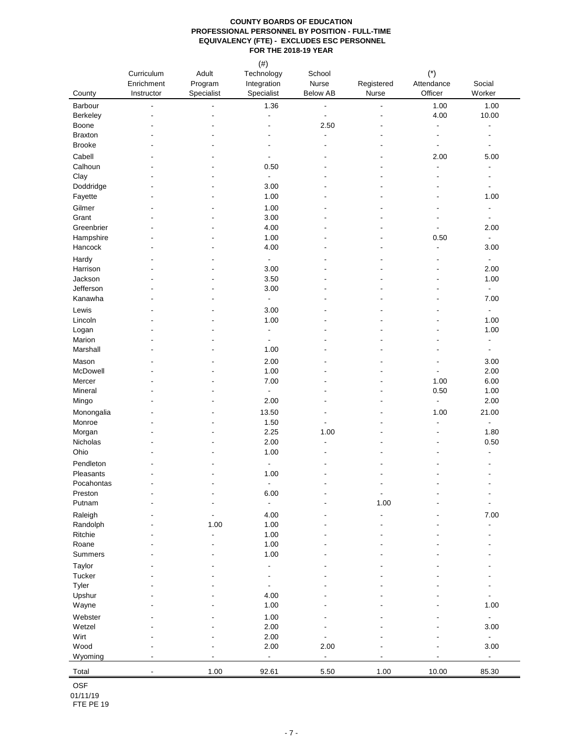**COUNTY BOARDS OF EDUCATION**
**PROFESSIONAL PERSONNEL BY POSITION - FULL-TIME EQUIVALENCY (FTE) - EXCLUDES ESC PERSONNEL**
**FOR THE 2018-19 YEAR**

| County | Curriculum Enrichment Instructor | Adult Program Specialist | (#) Technology Integration Specialist | School Nurse Below AB | Registered Nurse | (*) Attendance Officer | Social Worker |
|---|---|---|---|---|---|---|---|
| Barbour | - | - | 1.36 | - | - | 1.00 | 1.00 |
| Berkeley | - | - | - | - | - | 4.00 | 10.00 |
| Boone | - | - | - | 2.50 | - | - | - |
| Braxton | - | - | - | - | - | - | - |
| Brooke | - | - | - | - | - | - | - |
| Cabell | - | - | - | - | - | 2.00 | 5.00 |
| Calhoun | - | - | 0.50 | - | - | - | - |
| Clay | - | - | - | - | - | - | - |
| Doddridge | - | - | 3.00 | - | - | - | - |
| Fayette | - | - | 1.00 | - | - | - | 1.00 |
| Gilmer | - | - | 1.00 | - | - | - | - |
| Grant | - | - | 3.00 | - | - | - | - |
| Greenbrier | - | - | 4.00 | - | - | - | 2.00 |
| Hampshire | - | - | 1.00 | - | - | 0.50 | - |
| Hancock | - | - | 4.00 | - | - | - | 3.00 |
| Hardy | - | - | - | - | - | - | - |
| Harrison | - | - | 3.00 | - | - | - | 2.00 |
| Jackson | - | - | 3.50 | - | - | - | 1.00 |
| Jefferson | - | - | 3.00 | - | - | - | - |
| Kanawha | - | - | - | - | - | - | 7.00 |
| Lewis | - | - | 3.00 | - | - | - | - |
| Lincoln | - | - | 1.00 | - | - | - | 1.00 |
| Logan | - | - | - | - | - | - | 1.00 |
| Marion | - | - | - | - | - | - | - |
| Marshall | - | - | 1.00 | - | - | - | - |
| Mason | - | - | 2.00 | - | - | - | 3.00 |
| McDowell | - | - | 1.00 | - | - | - | 2.00 |
| Mercer | - | - | 7.00 | - | - | 1.00 | 6.00 |
| Mineral | - | - | - | - | - | 0.50 | 1.00 |
| Mingo | - | - | 2.00 | - | - | - | 2.00 |
| Monongalia | - | - | 13.50 | - | - | 1.00 | 21.00 |
| Monroe | - | - | 1.50 | - | - | - | - |
| Morgan | - | - | 2.25 | 1.00 | - | - | 1.80 |
| Nicholas | - | - | 2.00 | - | - | - | 0.50 |
| Ohio | - | - | 1.00 | - | - | - | - |
| Pendleton | - | - | - | - | - | - | - |
| Pleasants | - | - | 1.00 | - | - | - | - |
| Pocahontas | - | - | - | - | - | - | - |
| Preston | - | - | 6.00 | - | - | - | - |
| Putnam | - | - | - | - | 1.00 | - | - |
| Raleigh | - | - | 4.00 | - | - | - | 7.00 |
| Randolph | - | 1.00 | 1.00 | - | - | - | - |
| Ritchie | - | - | 1.00 | - | - | - | - |
| Roane | - | - | 1.00 | - | - | - | - |
| Summers | - | - | 1.00 | - | - | - | - |
| Taylor | - | - | - | - | - | - | - |
| Tucker | - | - | - | - | - | - | - |
| Tyler | - | - | - | - | - | - | - |
| Upshur | - | - | 4.00 | - | - | - | - |
| Wayne | - | - | 1.00 | - | - | - | 1.00 |
| Webster | - | - | 1.00 | - | - | - | - |
| Wetzel | - | - | 2.00 | - | - | - | 3.00 |
| Wirt | - | - | 2.00 | - | - | - | - |
| Wood | - | - | 2.00 | 2.00 | - | - | 3.00 |
| Wyoming | - | - | - | - | - | - | - |
| Total | - | 1.00 | 92.61 | 5.50 | 1.00 | 10.00 | 85.30 |

OSF
01/11/19
FTE PE 19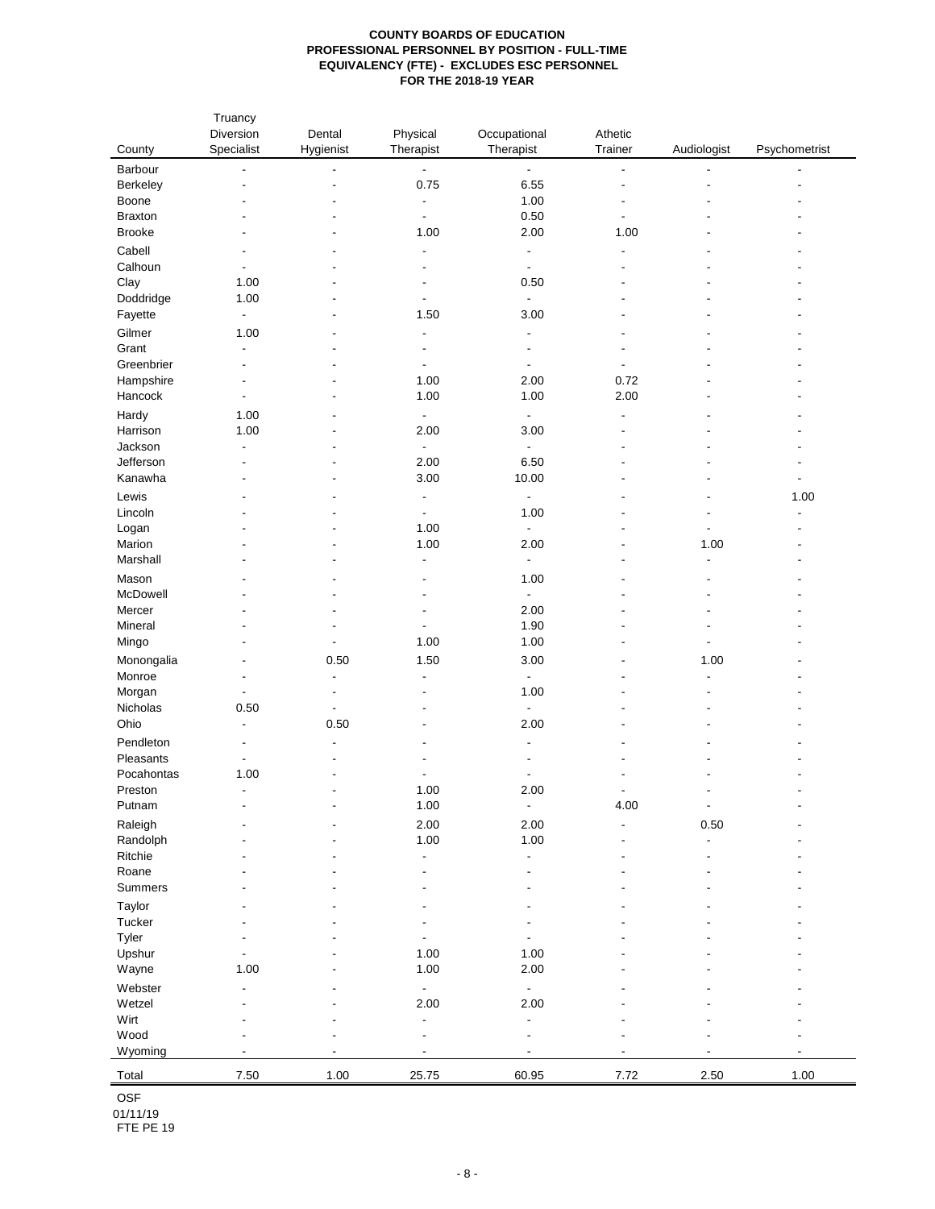**COUNTY BOARDS OF EDUCATION**
**PROFESSIONAL PERSONNEL BY POSITION - FULL-TIME EQUIVALENCY (FTE) - EXCLUDES ESC PERSONNEL**
**FOR THE 2018-19 YEAR**

| County | Truancy Diversion Specialist | Dental Hygienist | Physical Therapist | Occupational Therapist | Athetic Trainer | Audiologist | Psychometrist |
|---|---|---|---|---|---|---|---|
| Barbour | - | - | - | - | - | - | - |
| Berkeley | - | - | 0.75 | 6.55 | - | - | - |
| Boone | - | - | - | 1.00 | - | - | - |
| Braxton | - | - | - | 0.50 | - | - | - |
| Brooke | - | - | 1.00 | 2.00 | 1.00 | - | - |
| Cabell | - | - | - | - | - | - | - |
| Calhoun | - | - | - | - | - | - | - |
| Clay | 1.00 | - | - | 0.50 | - | - | - |
| Doddridge | 1.00 | - | - | - | - | - | - |
| Fayette | - | - | 1.50 | 3.00 | - | - | - |
| Gilmer | 1.00 | - | - | - | - | - | - |
| Grant | - | - | - | - | - | - | - |
| Greenbrier | - | - | - | - | - | - | - |
| Hampshire | - | - | 1.00 | 2.00 | 0.72 | - | - |
| Hancock | - | - | 1.00 | 1.00 | 2.00 | - | - |
| Hardy | 1.00 | - | - | - | - | - | - |
| Harrison | 1.00 | - | 2.00 | 3.00 | - | - | - |
| Jackson | - | - | - | - | - | - | - |
| Jefferson | - | - | 2.00 | 6.50 | - | - | - |
| Kanawha | - | - | 3.00 | 10.00 | - | - | - |
| Lewis | - | - | - | - | - | - | 1.00 |
| Lincoln | - | - | - | 1.00 | - | - | - |
| Logan | - | - | 1.00 | - | - | - | - |
| Marion | - | - | 1.00 | 2.00 | - | 1.00 | - |
| Marshall | - | - | - | - | - | - | - |
| Mason | - | - | - | 1.00 | - | - | - |
| McDowell | - | - | - | - | - | - | - |
| Mercer | - | - | - | 2.00 | - | - | - |
| Mineral | - | - | - | 1.90 | - | - | - |
| Mingo | - | - | 1.00 | 1.00 | - | - | - |
| Monongalia | - | 0.50 | 1.50 | 3.00 | - | 1.00 | - |
| Monroe | - | - | - | - | - | - | - |
| Morgan | - | - | - | 1.00 | - | - | - |
| Nicholas | 0.50 | - | - | - | - | - | - |
| Ohio | - | 0.50 | - | 2.00 | - | - | - |
| Pendleton | - | - | - | - | - | - | - |
| Pleasants | - | - | - | - | - | - | - |
| Pocahontas | 1.00 | - | - | - | - | - | - |
| Preston | - | - | 1.00 | 2.00 | - | - | - |
| Putnam | - | - | 1.00 | - | 4.00 | - | - |
| Raleigh | - | - | 2.00 | 2.00 | - | 0.50 | - |
| Randolph | - | - | 1.00 | 1.00 | - | - | - |
| Ritchie | - | - | - | - | - | - | - |
| Roane | - | - | - | - | - | - | - |
| Summers | - | - | - | - | - | - | - |
| Taylor | - | - | - | - | - | - | - |
| Tucker | - | - | - | - | - | - | - |
| Tyler | - | - | - | - | - | - | - |
| Upshur | - | - | 1.00 | 1.00 | - | - | - |
| Wayne | 1.00 | - | 1.00 | 2.00 | - | - | - |
| Webster | - | - | - | - | - | - | - |
| Wetzel | - | - | 2.00 | 2.00 | - | - | - |
| Wirt | - | - | - | - | - | - | - |
| Wood | - | - | - | - | - | - | - |
| Wyoming | - | - | - | - | - | - | - |
| Total | 7.50 | 1.00 | 25.75 | 60.95 | 7.72 | 2.50 | 1.00 |

OSF
01/11/19
FTE PE 19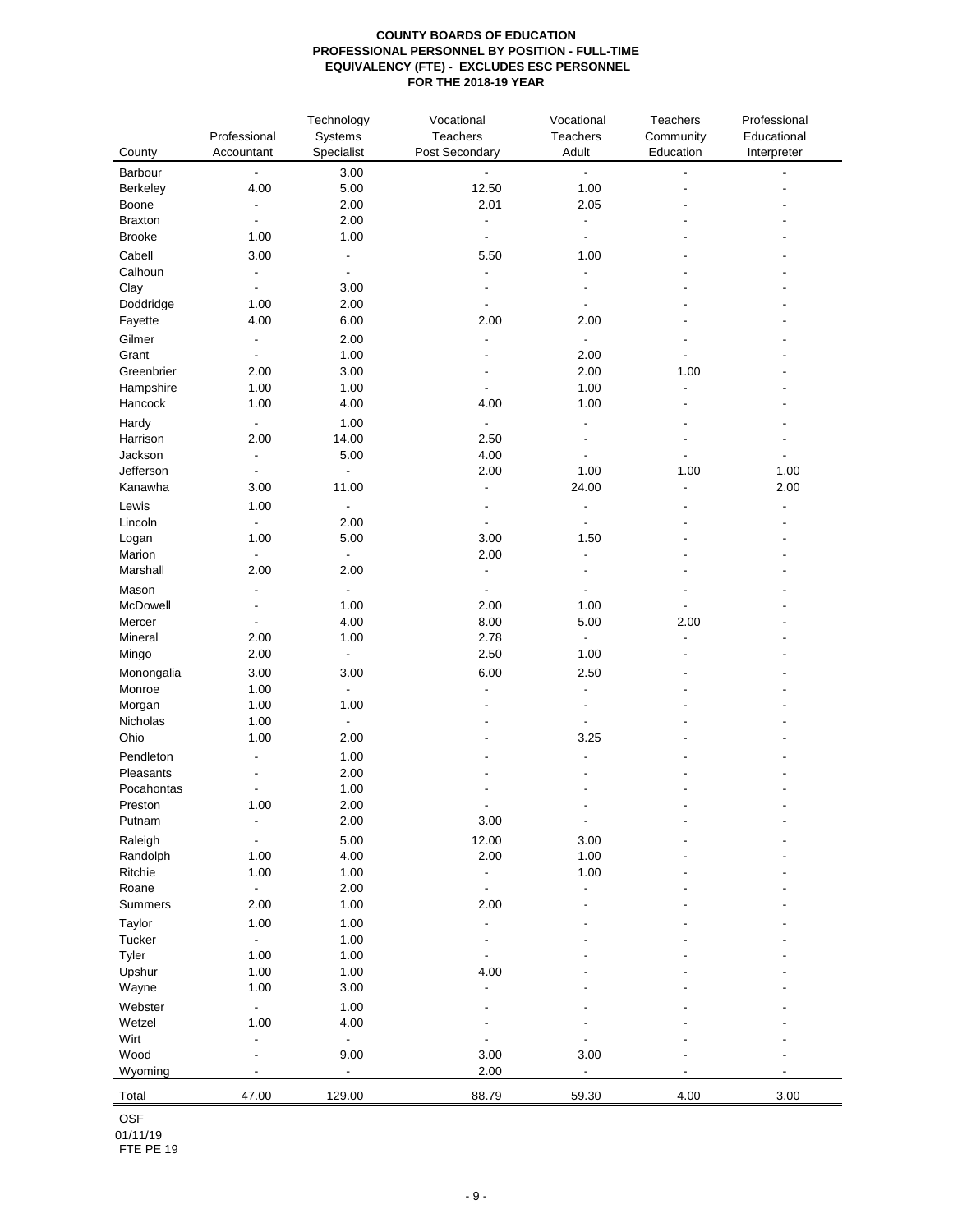**COUNTY BOARDS OF EDUCATION**
**PROFESSIONAL PERSONNEL BY POSITION - FULL-TIME EQUIVALENCY (FTE) - EXCLUDES ESC PERSONNEL**
**FOR THE 2018-19 YEAR**

| County | Professional Accountant | Technology Systems Specialist | Vocational Teachers Post Secondary | Vocational Teachers Adult | Teachers Community Education | Professional Educational Interpreter |
|---|---|---|---|---|---|---|
| Barbour | - | 3.00 | - | - | - | - |
| Berkeley | 4.00 | 5.00 | 12.50 | 1.00 | - | - |
| Boone | - | 2.00 | 2.01 | 2.05 | - | - |
| Braxton | - | 2.00 | - | - | - | - |
| Brooke | 1.00 | 1.00 | - | - | - | - |
| Cabell | 3.00 | - | 5.50 | 1.00 | - | - |
| Calhoun | - | - | - | - | - | - |
| Clay | - | 3.00 | - | - | - | - |
| Doddridge | 1.00 | 2.00 | - | - | - | - |
| Fayette | 4.00 | 6.00 | 2.00 | 2.00 | - | - |
| Gilmer | - | 2.00 | - | - | - | - |
| Grant | - | 1.00 | - | 2.00 | - | - |
| Greenbrier | 2.00 | 3.00 | - | 2.00 | 1.00 | - |
| Hampshire | 1.00 | 1.00 | - | 1.00 | - | - |
| Hancock | 1.00 | 4.00 | 4.00 | 1.00 | - | - |
| Hardy | - | 1.00 | - | - | - | - |
| Harrison | 2.00 | 14.00 | 2.50 | - | - | - |
| Jackson | - | 5.00 | 4.00 | - | - | - |
| Jefferson | - | - | 2.00 | 1.00 | 1.00 | 1.00 |
| Kanawha | 3.00 | 11.00 | - | 24.00 | - | 2.00 |
| Lewis | 1.00 | - | - | - | - | - |
| Lincoln | - | 2.00 | - | - | - | - |
| Logan | 1.00 | 5.00 | 3.00 | 1.50 | - | - |
| Marion | - | - | 2.00 | - | - | - |
| Marshall | 2.00 | 2.00 | - | - | - | - |
| Mason | - | - | - | - | - | - |
| McDowell | - | 1.00 | 2.00 | 1.00 | - | - |
| Mercer | - | 4.00 | 8.00 | 5.00 | 2.00 | - |
| Mineral | 2.00 | 1.00 | 2.78 | - | - | - |
| Mingo | 2.00 | - | 2.50 | 1.00 | - | - |
| Monongalia | 3.00 | 3.00 | 6.00 | 2.50 | - | - |
| Monroe | 1.00 | - | - | - | - | - |
| Morgan | 1.00 | 1.00 | - | - | - | - |
| Nicholas | 1.00 | - | - | - | - | - |
| Ohio | 1.00 | 2.00 | - | 3.25 | - | - |
| Pendleton | - | 1.00 | - | - | - | - |
| Pleasants | - | 2.00 | - | - | - | - |
| Pocahontas | - | 1.00 | - | - | - | - |
| Preston | 1.00 | 2.00 | - | - | - | - |
| Putnam | - | 2.00 | 3.00 | - | - | - |
| Raleigh | - | 5.00 | 12.00 | 3.00 | - | - |
| Randolph | 1.00 | 4.00 | 2.00 | 1.00 | - | - |
| Ritchie | 1.00 | 1.00 | - | 1.00 | - | - |
| Roane | - | 2.00 | - | - | - | - |
| Summers | 2.00 | 1.00 | 2.00 | - | - | - |
| Taylor | 1.00 | 1.00 | - | - | - | - |
| Tucker | - | 1.00 | - | - | - | - |
| Tyler | 1.00 | 1.00 | - | - | - | - |
| Upshur | 1.00 | 1.00 | 4.00 | - | - | - |
| Wayne | 1.00 | 3.00 | - | - | - | - |
| Webster | - | 1.00 | - | - | - | - |
| Wetzel | 1.00 | 4.00 | - | - | - | - |
| Wirt | - | - | - | - | - | - |
| Wood | - | 9.00 | 3.00 | 3.00 | - | - |
| Wyoming | - | - | 2.00 | - | - | - |
| Total | 47.00 | 129.00 | 88.79 | 59.30 | 4.00 | 3.00 |

OSF
01/11/19
FTE PE 19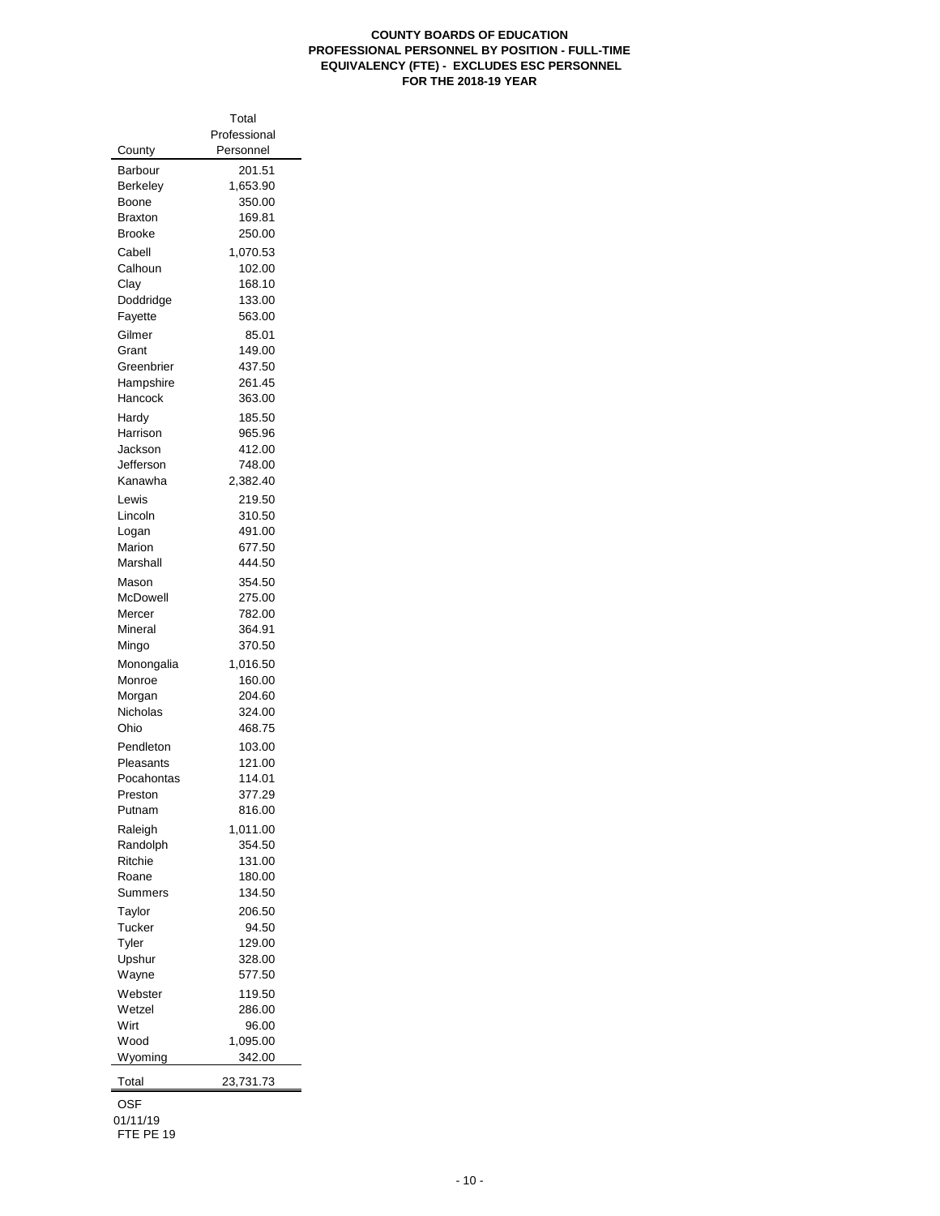**COUNTY BOARDS OF EDUCATION**
**PROFESSIONAL PERSONNEL BY POSITION - FULL-TIME EQUIVALENCY (FTE) - EXCLUDES ESC PERSONNEL**
**FOR THE 2018-19 YEAR**

| County | Total Professional Personnel |
|---|---|
| Barbour | 201.51 |
| Berkeley | 1,653.90 |
| Boone | 350.00 |
| Braxton | 169.81 |
| Brooke | 250.00 |
| Cabell | 1,070.53 |
| Calhoun | 102.00 |
| Clay | 168.10 |
| Doddridge | 133.00 |
| Fayette | 563.00 |
| Gilmer | 85.01 |
| Grant | 149.00 |
| Greenbrier | 437.50 |
| Hampshire | 261.45 |
| Hancock | 363.00 |
| Hardy | 185.50 |
| Harrison | 965.96 |
| Jackson | 412.00 |
| Jefferson | 748.00 |
| Kanawha | 2,382.40 |
| Lewis | 219.50 |
| Lincoln | 310.50 |
| Logan | 491.00 |
| Marion | 677.50 |
| Marshall | 444.50 |
| Mason | 354.50 |
| McDowell | 275.00 |
| Mercer | 782.00 |
| Mineral | 364.91 |
| Mingo | 370.50 |
| Monongalia | 1,016.50 |
| Monroe | 160.00 |
| Morgan | 204.60 |
| Nicholas | 324.00 |
| Ohio | 468.75 |
| Pendleton | 103.00 |
| Pleasants | 121.00 |
| Pocahontas | 114.01 |
| Preston | 377.29 |
| Putnam | 816.00 |
| Raleigh | 1,011.00 |
| Randolph | 354.50 |
| Ritchie | 131.00 |
| Roane | 180.00 |
| Summers | 134.50 |
| Taylor | 206.50 |
| Tucker | 94.50 |
| Tyler | 129.00 |
| Upshur | 328.00 |
| Wayne | 577.50 |
| Webster | 119.50 |
| Wetzel | 286.00 |
| Wirt | 96.00 |
| Wood | 1,095.00 |
| Wyoming | 342.00 |
| Total | 23,731.73 |

OSF
01/11/19
FTE PE 19